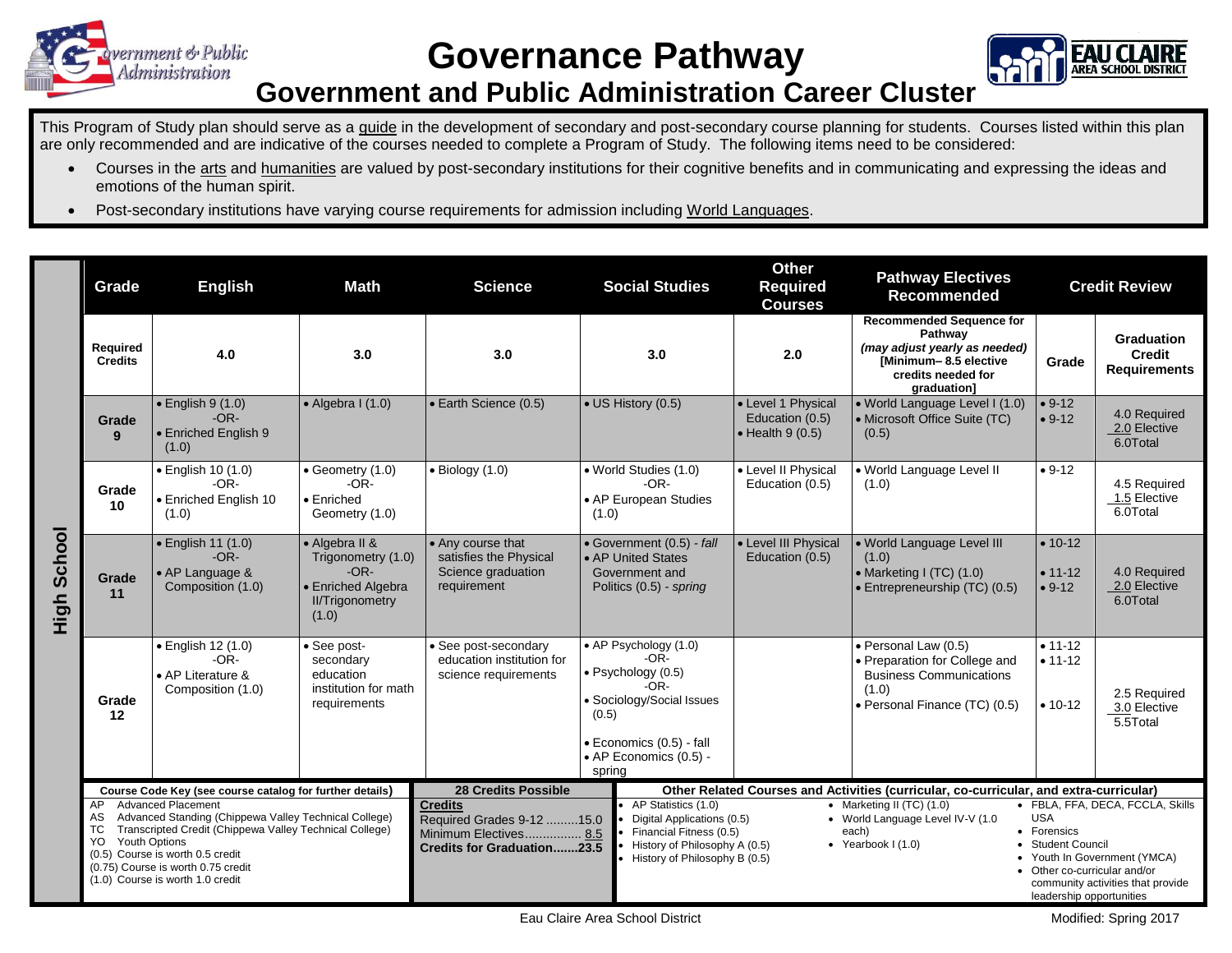# Governance Pathway

## Government and Public Administration Career Cluster

This Program of Study plan should serve as a guide in the development of secondary and post-secondary course planning for students. Courses listed within this plan are only recommended and are indicative of the courses needed to complete a Program of Study. The following items need to be considered:

- Courses in the arts and humanities are valued by post-secondary institutions for their cognitive benefits and in communicating and expressing the ideas and emotions of the human spirit.
- Post-secondary institutions have varying course requirements for admission including World Languages.

**High School**

| Grade | English | Math | Science | Social Studies | Other Required Courses | Pathway Electives Recommended | Credit Review | |
|---|---|---|---|---|---|---|---|---|
| **Required Credits** | **4.0** | **3.0** | **3.0** | **3.0** | **2.0** | **Recommended Sequence for Pathway** *(may adjust yearly as needed)* **[Minimum– 8.5 elective credits needed for graduation]** | **Grade** | **Graduation Credit Requirements** |
| **Grade 9** | • English 9 (1.0) -OR- • Enriched English 9 (1.0) | • Algebra I (1.0) | • Earth Science (0.5) | • US History (0.5) | • Level 1 Physical Education (0.5) • Health 9 (0.5) | • World Language Level I (1.0) • Microsoft Office Suite (TC) (0.5) | • 9-12 • 9-12 | 4.0 Required 2.0 Elective 6.0Total |
| **Grade 10** | • English 10 (1.0) -OR- • Enriched English 10 (1.0) | • Geometry (1.0) -OR- • Enriched Geometry (1.0) | • Biology (1.0) | • World Studies (1.0) -OR- • AP European Studies (1.0) | • Level II Physical Education (0.5) | • World Language Level II (1.0) | • 9-12 | 4.5 Required 1.5 Elective 6.0Total |
| **Grade 11** | • English 11 (1.0) -OR- • AP Language & Composition (1.0) | • Algebra II & Trigonometry (1.0) -OR- • Enriched Algebra II/Trigonometry (1.0) | • Any course that satisfies the Physical Science graduation requirement | • Government (0.5) - *fall* • AP United States Government and Politics (0.5) - *spring* | • Level III Physical Education (0.5) | • World Language Level III (1.0) • Marketing I (TC) (1.0) • Entrepreneurship (TC) (0.5) | • 10-12 • 11-12 • 9-12 | 4.0 Required 2.0 Elective 6.0Total |
| **Grade 12** | • English 12 (1.0) -OR- • AP Literature & Composition (1.0) | • See post-secondary education institution for math requirements | • See post-secondary education institution for science requirements | • AP Psychology (1.0) -OR- • Psychology (0.5) -OR- • Sociology/Social Issues (0.5) • Economics (0.5) - fall • AP Economics (0.5) - spring | | • Personal Law (0.5) • Preparation for College and Business Communications (1.0) • Personal Finance (TC) (0.5) | • 11-12 • 11-12 • 10-12 | 2.5 Required 3.0 Elective 5.5Total |

**Course Code Key (see course catalog for further details)**

- AP Advanced Placement
- AS Advanced Standing (Chippewa Valley Technical College)
- TC Transcripted Credit (Chippewa Valley Technical College)
- YO Youth Options
- (0.5) Course is worth 0.5 credit
- (0.75) Course is worth 0.75 credit
- (1.0) Course is worth 1.0 credit

**28 Credits Possible**

**Credits**
Required Grades 9-12 .........15.0
Minimum Electives................ 8.5
**Credits for Graduation.......23.5**

**Other Related Courses and Activities (curricular, co-curricular, and extra-curricular)**

- AP Statistics (1.0)
- Digital Applications (0.5)
- Financial Fitness (0.5)
- History of Philosophy A (0.5)
- History of Philosophy B (0.5)
- Marketing II (TC) (1.0)
- World Language Level IV-V (1.0 each)
- Yearbook I (1.0)
- FBLA, FFA, DECA, FCCLA, Skills USA
- Forensics
- Student Council
- Youth In Government (YMCA)
- Other co-curricular and/or community activities that provide leadership opportunities

Eau Claire Area School District

Modified: Spring 2017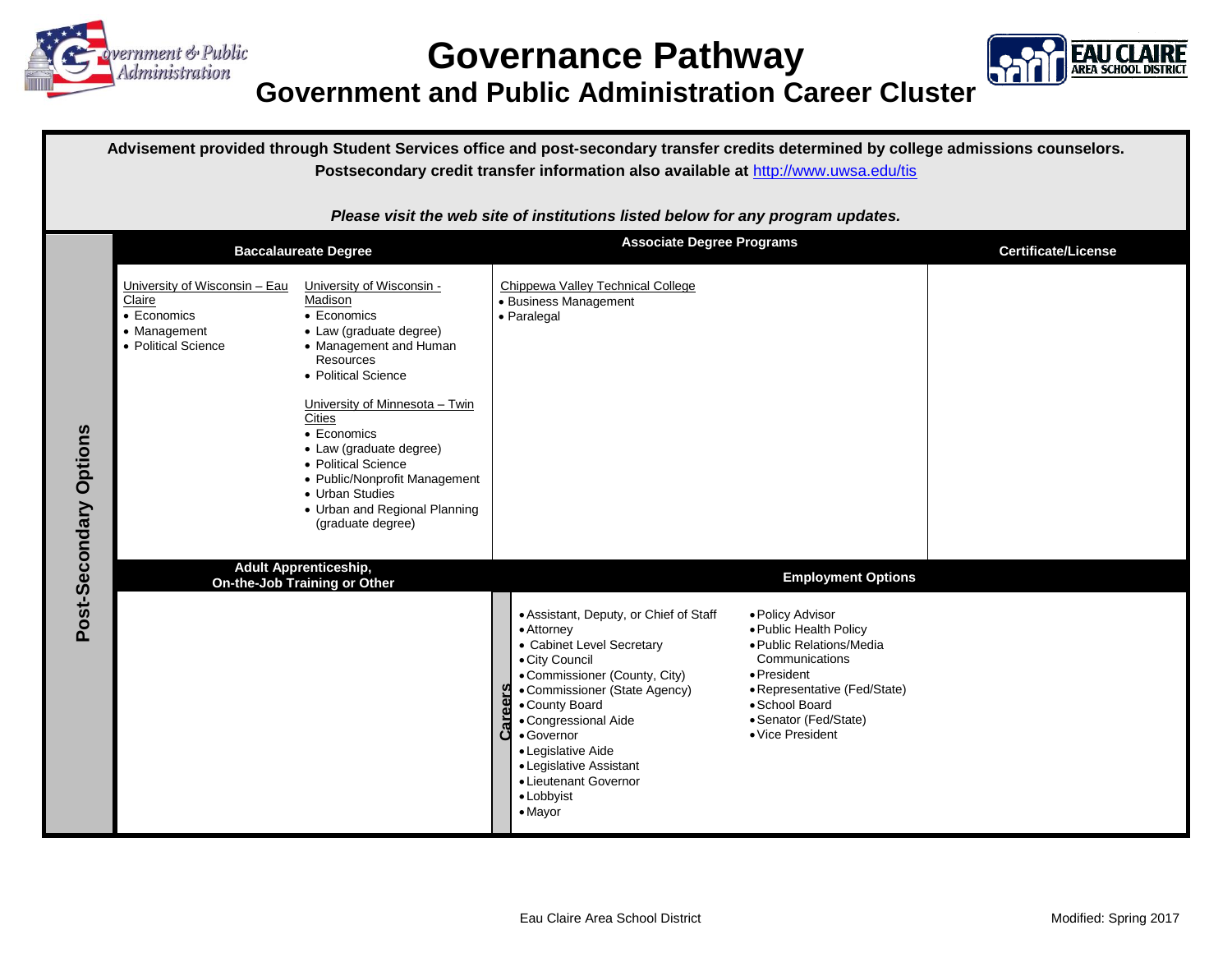# Governance Pathway

## Government and Public Administration Career Cluster

**Advisement provided through Student Services office and post-secondary transfer credits determined by college admissions counselors.**
**Postsecondary credit transfer information also available at** http://www.uwsa.edu/tis

***Please visit the web site of institutions listed below for any program updates.***

## Post-Secondary Options

| Baccalaureate Degree | | Associate Degree Programs | Certificate/License |
|---|---|---|---|
| University of Wisconsin – Eau Claire<br>• Economics<br>• Management<br>• Political Science | University of Wisconsin - Madison<br>• Economics<br>• Law (graduate degree)<br>• Management and Human Resources<br>• Political Science<br><br>University of Minnesota – Twin Cities<br>• Economics<br>• Law (graduate degree)<br>• Political Science<br>• Public/Nonprofit Management<br>• Urban Studies<br>• Urban and Regional Planning (graduate degree) | Chippewa Valley Technical College<br>• Business Management<br>• Paralegal | |

| Adult Apprenticeship, On-the-Job Training or Other | Employment Options | |
|---|---|---|
| | **Careers**<br>• Assistant, Deputy, or Chief of Staff<br>• Attorney<br>• Cabinet Level Secretary<br>• City Council<br>• Commissioner (County, City)<br>• Commissioner (State Agency)<br>• County Board<br>• Congressional Aide<br>• Governor<br>• Legislative Aide<br>• Legislative Assistant<br>• Lieutenant Governor<br>• Lobbyist<br>• Mayor | • Policy Advisor<br>• Public Health Policy<br>• Public Relations/Media Communications<br>• President<br>• Representative (Fed/State)<br>• School Board<br>• Senator (Fed/State)<br>• Vice President |

Eau Claire Area School District

Modified: Spring 2017